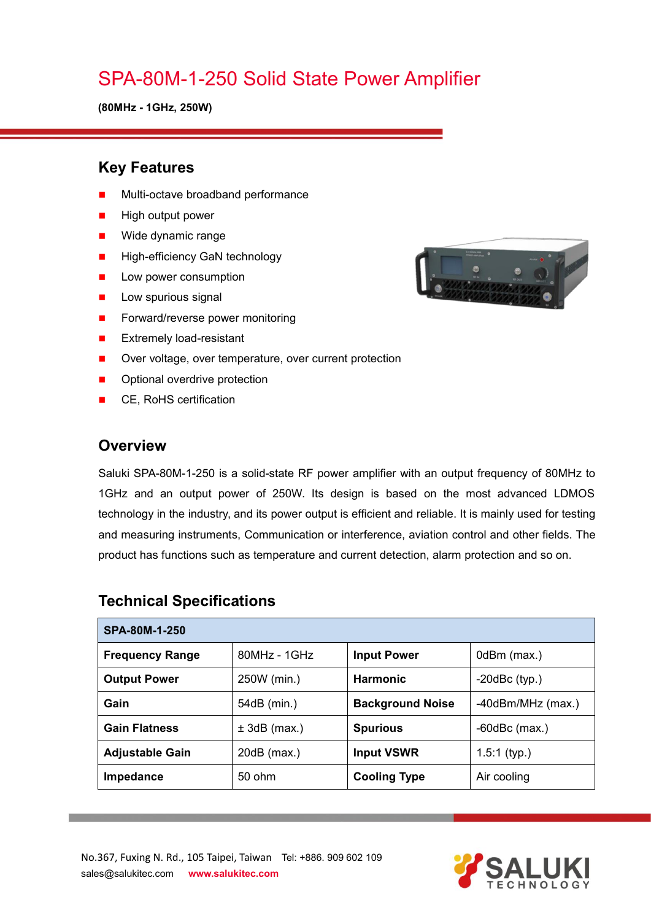# SPA-80M-1-250 Solid State Power Amplifier

**(80MHz - 1GHz, 250W)**

## Key Features

- Multi-octave broadband performance
- High output power
- Wide dynamic range
- High-efficiency GaN technology
- Low power consumption
- Low spurious signal
- Forward/reverse power monitoring
- Extremely load-resistant
- Over voltage, over temperature, over current protection
- Optional overdrive protection
- CE, RoHS certification

## Overview

Saluki SPA-80M-1-250 is a solid-state RF power amplifier with an output frequency of 80MHz to 1GHz and an output power of 250W. Its design is based on the most advanced LDMOS technology in the industry, and its power output is efficient and reliable. It is mainly used for testing and measuring instruments, Communication or interference, aviation control and other fields. The product has functions such as temperature and current detection, alarm protection and so on.

## Technical Specifications

| SPA-80M-1-250 | | | |
|---|---|---|---|
| **Frequency Range** | 80MHz - 1GHz | **Input Power** | 0dBm (max.) |
| **Output Power** | 250W (min.) | **Harmonic** | -20dBc (typ.) |
| **Gain** | 54dB (min.) | **Background Noise** | -40dBm/MHz (max.) |
| **Gain Flatness** | ± 3dB (max.) | **Spurious** | -60dBc (max.) |
| **Adjustable Gain** | 20dB (max.) | **Input VSWR** | 1.5:1 (typ.) |
| **Impedance** | 50 ohm | **Cooling Type** | Air cooling |

No.367, Fuxing N. Rd., 105 Taipei, Taiwan Tel: +886. 909 602 109
sales@salukitec.com **www.salukitec.com**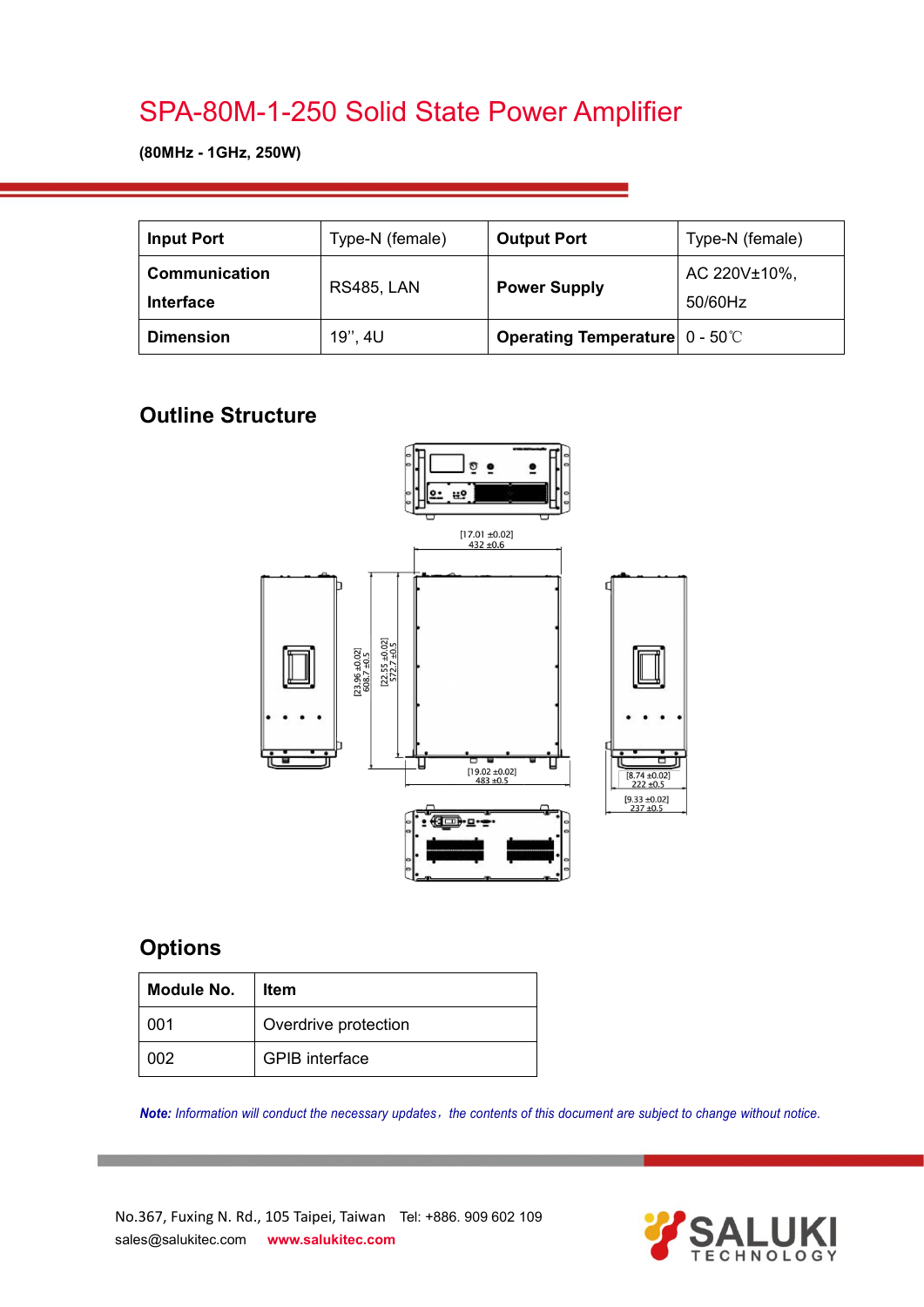# SPA-80M-1-250 Solid State Power Amplifier

**(80MHz - 1GHz, 250W)**

| | | | |
|---|---|---|---|
| **Input Port** | Type-N (female) | **Output Port** | Type-N (female) |
| **Communication Interface** | RS485, LAN | **Power Supply** | AC 220V±10%, 50/60Hz |
| **Dimension** | 19'', 4U | **Operating Temperature** | 0 - 50℃ |

## Outline Structure

[17.01 ±0.02]
432 ±0.6

[23.96 ±0.02]
608.7 ±0.5

[22.55 ±0.02]
572.7 ±0.5

[19.02 ±0.02]
483 ±0.5

[8.74 ±0.02]
222 ±0.5

[9.33 ±0.02]
237 ±0.5

## Options

| Module No. | Item |
|---|---|
| 001 | Overdrive protection |
| 002 | GPIB interface |

***Note:*** *Information will conduct the necessary updates，the contents of this document are subject to change without notice.*

No.367, Fuxing N. Rd., 105 Taipei, Taiwan Tel: +886. 909 602 109
sales@salukitec.com **www.salukitec.com**

SALUKI TECHNOLOGY